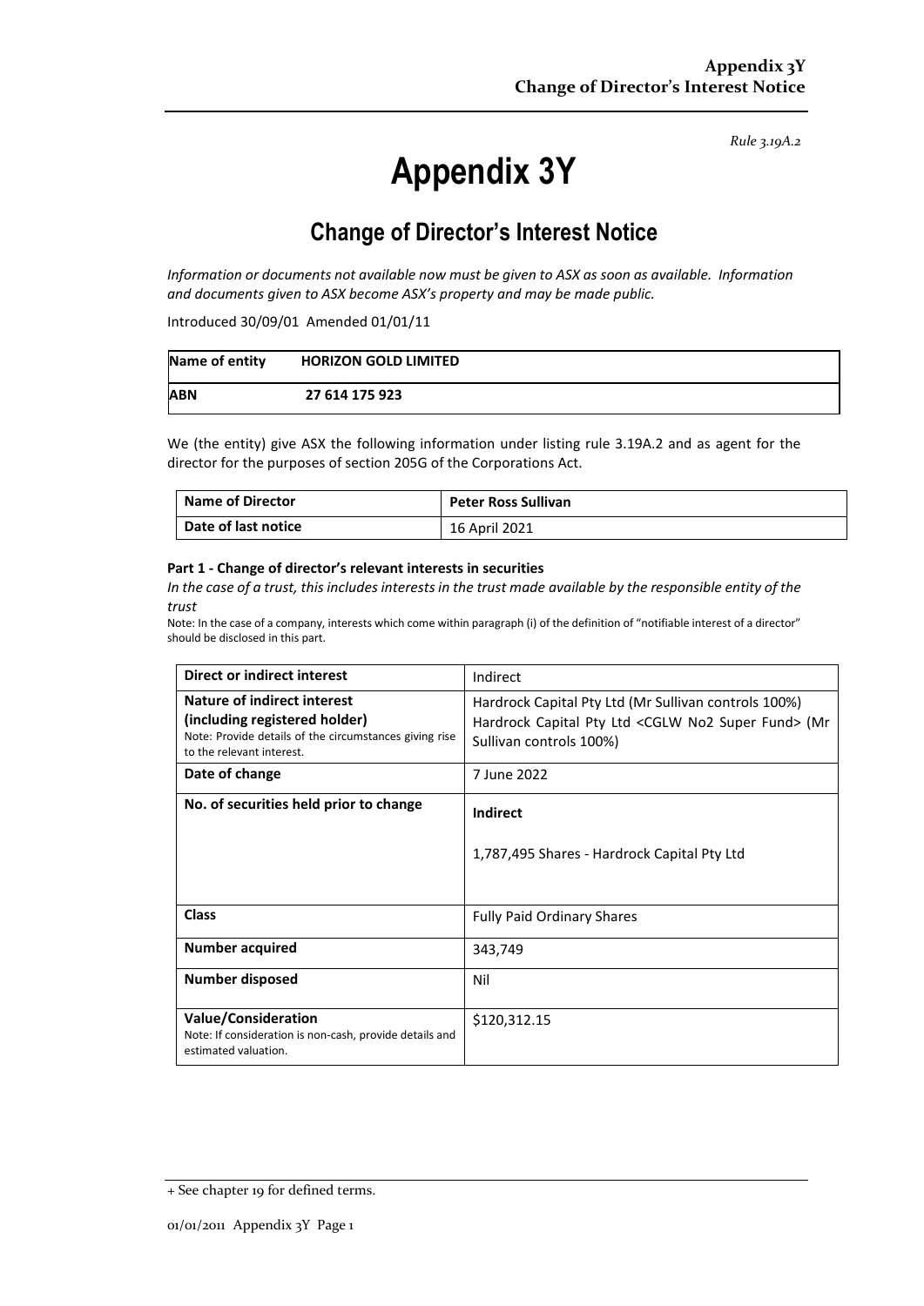*Rule 3.19A.2*

# Appendix 3Y

## Change of Director's Interest Notice

*Information or documents not available now must be given to ASX as soon as available. Information and documents given to ASX become ASX's property and may be made public.*

Introduced 30/09/01 Amended 01/01/11

| **Name of entity** | **HORIZON GOLD LIMITED** |
|---|---|
| **ABN** | **27 614 175 923** |

We (the entity) give ASX the following information under listing rule 3.19A.2 and as agent for the director for the purposes of section 205G of the Corporations Act.

| **Name of Director** | **Peter Ross Sullivan** |
|---|---|
| **Date of last notice** | 16 April 2021 |

**Part 1 - Change of director's relevant interests in securities**

*In the case of a trust, this includes interests in the trust made available by the responsible entity of the trust*

Note: In the case of a company, interests which come within paragraph (i) of the definition of "notifiable interest of a director" should be disclosed in this part.

| **Direct or indirect interest** | Indirect |
|---|---|
| **Nature of indirect interest (including registered holder)** Note: Provide details of the circumstances giving rise to the relevant interest. | Hardrock Capital Pty Ltd (Mr Sullivan controls 100%) Hardrock Capital Pty Ltd <CGLW No2 Super Fund> (Mr Sullivan controls 100%) |
| **Date of change** | 7 June 2022 |
| **No. of securities held prior to change** | **Indirect** 1,787,495 Shares - Hardrock Capital Pty Ltd |
| **Class** | Fully Paid Ordinary Shares |
| **Number acquired** | 343,749 |
| **Number disposed** | Nil |
| **Value/Consideration** Note: If consideration is non-cash, provide details and estimated valuation. | $120,312.15 |

+ See chapter 19 for defined terms.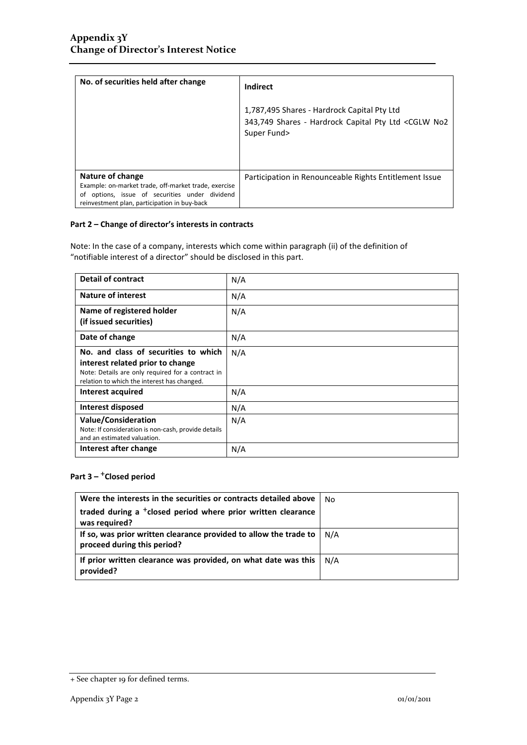| No. of securities held after change | **Indirect**<br><br>1,787,495 Shares - Hardrock Capital Pty Ltd<br>343,749 Shares - Hardrock Capital Pty Ltd <CGLW No2 Super Fund> |
|---|---|
| **Nature of change**<br>Example: on-market trade, off-market trade, exercise of options, issue of securities under dividend reinvestment plan, participation in buy-back | Participation in Renounceable Rights Entitlement Issue |

### Part 2 – Change of director's interests in contracts

Note: In the case of a company, interests which come within paragraph (ii) of the definition of "notifiable interest of a director" should be disclosed in this part.

| **Detail of contract** | N/A |
|---|---|
| **Nature of interest** | N/A |
| **Name of registered holder (if issued securities)** | N/A |
| **Date of change** | N/A |
| **No. and class of securities to which interest related prior to change**<br>Note: Details are only required for a contract in relation to which the interest has changed. | N/A |
| **Interest acquired** | N/A |
| **Interest disposed** | N/A |
| **Value/Consideration**<br>Note: If consideration is non-cash, provide details and an estimated valuation. | N/A |
| **Interest after change** | N/A |

### Part 3 – +Closed period

| **Were the interests in the securities or contracts detailed above traded during a +closed period where prior written clearance was required?** | No |
|---|---|
| **If so, was prior written clearance provided to allow the trade to proceed during this period?** | N/A |
| **If prior written clearance was provided, on what date was this provided?** | N/A |

+ See chapter 19 for defined terms.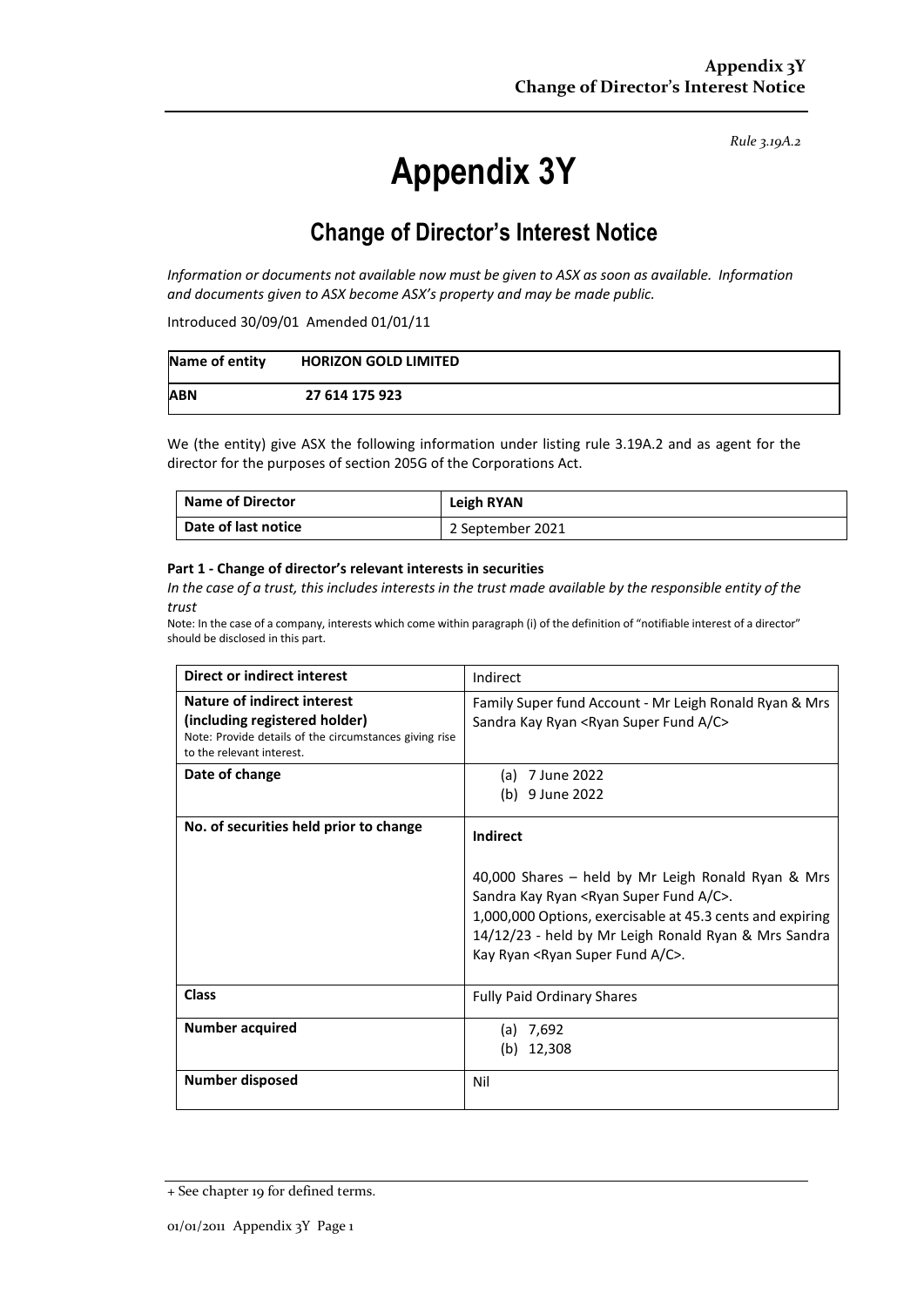*Rule 3.19A.2*

# Appendix 3Y

## Change of Director's Interest Notice

*Information or documents not available now must be given to ASX as soon as available. Information and documents given to ASX become ASX's property and may be made public.*

Introduced 30/09/01 Amended 01/01/11

| **Name of entity** | **HORIZON GOLD LIMITED** |
|---|---|
| **ABN** | **27 614 175 923** |

We (the entity) give ASX the following information under listing rule 3.19A.2 and as agent for the director for the purposes of section 205G of the Corporations Act.

| **Name of Director** | **Leigh RYAN** |
|---|---|
| **Date of last notice** | 2 September 2021 |

**Part 1 - Change of director's relevant interests in securities**

*In the case of a trust, this includes interests in the trust made available by the responsible entity of the trust*

Note: In the case of a company, interests which come within paragraph (i) of the definition of "notifiable interest of a director" should be disclosed in this part.

| **Direct or indirect interest** | Indirect |
|---|---|
| **Nature of indirect interest (including registered holder)**<br>Note: Provide details of the circumstances giving rise to the relevant interest. | Family Super fund Account - Mr Leigh Ronald Ryan & Mrs Sandra Kay Ryan <Ryan Super Fund A/C> |
| **Date of change** | (a) 7 June 2022<br>(b) 9 June 2022 |
| **No. of securities held prior to change** | **Indirect**<br><br>40,000 Shares – held by Mr Leigh Ronald Ryan & Mrs Sandra Kay Ryan <Ryan Super Fund A/C>.<br>1,000,000 Options, exercisable at 45.3 cents and expiring 14/12/23 - held by Mr Leigh Ronald Ryan & Mrs Sandra Kay Ryan <Ryan Super Fund A/C>. |
| **Class** | Fully Paid Ordinary Shares |
| **Number acquired** | (a) 7,692<br>(b) 12,308 |
| **Number disposed** | Nil |

+ See chapter 19 for defined terms.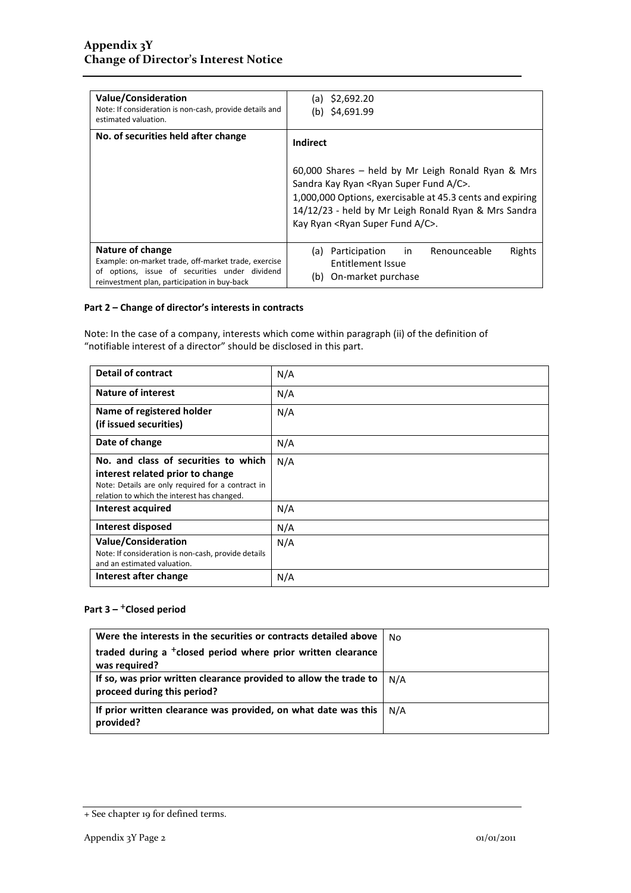| **Value/Consideration**<br>Note: If consideration is non-cash, provide details and estimated valuation. | (a) $2,692.20<br>(b) $4,691.99 |
|---|---|
| **No. of securities held after change** | **Indirect**<br><br>60,000 Shares – held by Mr Leigh Ronald Ryan & Mrs Sandra Kay Ryan <Ryan Super Fund A/C>.<br>1,000,000 Options, exercisable at 45.3 cents and expiring 14/12/23 - held by Mr Leigh Ronald Ryan & Mrs Sandra Kay Ryan <Ryan Super Fund A/C>. |
| **Nature of change**<br>Example: on-market trade, off-market trade, exercise of options, issue of securities under dividend reinvestment plan, participation in buy-back | (a) Participation in Renounceable Rights Entitlement Issue<br>(b) On-market purchase |

**Part 2 – Change of director's interests in contracts**

Note: In the case of a company, interests which come within paragraph (ii) of the definition of "notifiable interest of a director" should be disclosed in this part.

| **Detail of contract** | N/A |
|---|---|
| **Nature of interest** | N/A |
| **Name of registered holder (if issued securities)** | N/A |
| **Date of change** | N/A |
| **No. and class of securities to which interest related prior to change**<br>Note: Details are only required for a contract in relation to which the interest has changed. | N/A |
| **Interest acquired** | N/A |
| **Interest disposed** | N/A |
| **Value/Consideration**<br>Note: If consideration is non-cash, provide details and an estimated valuation. | N/A |
| **Interest after change** | N/A |

**Part 3 – +Closed period**

| **Were the interests in the securities or contracts detailed above traded during a +closed period where prior written clearance was required?** | No |
|---|---|
| **If so, was prior written clearance provided to allow the trade to proceed during this period?** | N/A |
| **If prior written clearance was provided, on what date was this provided?** | N/A |

+ See chapter 19 for defined terms.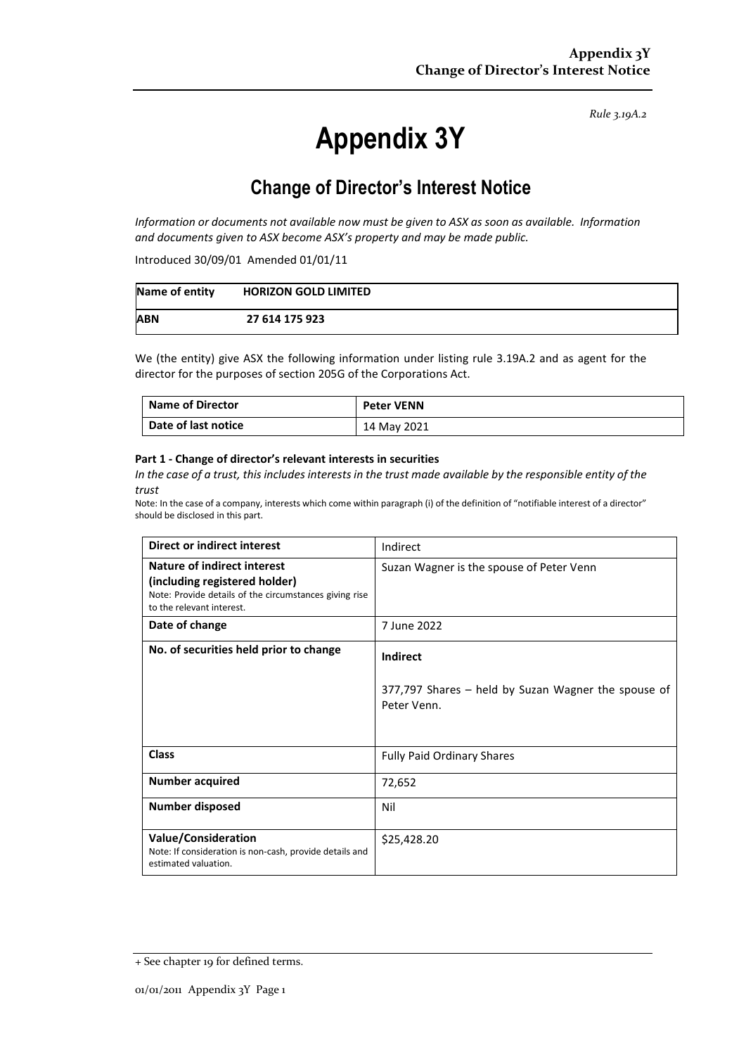*Rule 3.19A.2*

# Appendix 3Y

## Change of Director's Interest Notice

*Information or documents not available now must be given to ASX as soon as available. Information and documents given to ASX become ASX's property and may be made public.*

Introduced 30/09/01 Amended 01/01/11

| Name of entity | HORIZON GOLD LIMITED |
|---|---|
| ABN | 27 614 175 923 |

We (the entity) give ASX the following information under listing rule 3.19A.2 and as agent for the director for the purposes of section 205G of the Corporations Act.

| Name of Director | Peter VENN |
|---|---|
| Date of last notice | 14 May 2021 |

**Part 1 - Change of director's relevant interests in securities**

*In the case of a trust, this includes interests in the trust made available by the responsible entity of the trust*

Note: In the case of a company, interests which come within paragraph (i) of the definition of "notifiable interest of a director" should be disclosed in this part.

| Direct or indirect interest | Indirect |
|---|---|
| **Nature of indirect interest (including registered holder)**<br>Note: Provide details of the circumstances giving rise to the relevant interest. | Suzan Wagner is the spouse of Peter Venn |
| **Date of change** | 7 June 2022 |
| **No. of securities held prior to change** | **Indirect**<br><br>377,797 Shares – held by Suzan Wagner the spouse of Peter Venn. |
| **Class** | Fully Paid Ordinary Shares |
| **Number acquired** | 72,652 |
| **Number disposed** | Nil |
| **Value/Consideration**<br>Note: If consideration is non-cash, provide details and estimated valuation. | $25,428.20 |

+ See chapter 19 for defined terms.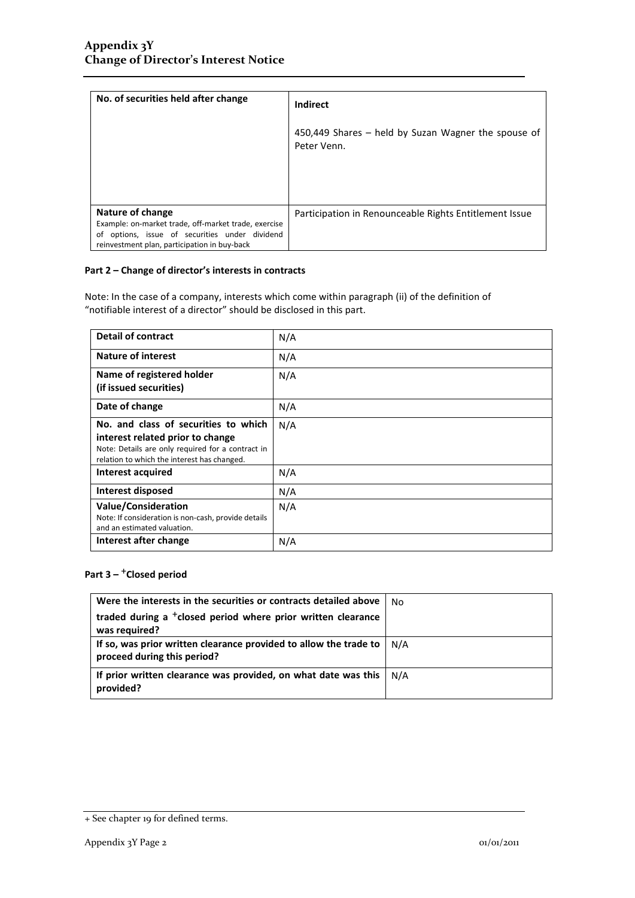| No. of securities held after change | **Indirect**<br><br>450,449 Shares – held by Suzan Wagner the spouse of Peter Venn. |
|---|---|
| **Nature of change**<br>Example: on-market trade, off-market trade, exercise of options, issue of securities under dividend reinvestment plan, participation in buy-back | Participation in Renounceable Rights Entitlement Issue |

### Part 2 – Change of director's interests in contracts

Note: In the case of a company, interests which come within paragraph (ii) of the definition of "notifiable interest of a director" should be disclosed in this part.

| **Detail of contract** | N/A |
|---|---|
| **Nature of interest** | N/A |
| **Name of registered holder (if issued securities)** | N/A |
| **Date of change** | N/A |
| **No. and class of securities to which interest related prior to change**<br>Note: Details are only required for a contract in relation to which the interest has changed. | N/A |
| **Interest acquired** | N/A |
| **Interest disposed** | N/A |
| **Value/Consideration**<br>Note: If consideration is non-cash, provide details and an estimated valuation. | N/A |
| **Interest after change** | N/A |

### Part 3 – +Closed period

| **Were the interests in the securities or contracts detailed above traded during a +closed period where prior written clearance was required?** | No |
|---|---|
| **If so, was prior written clearance provided to allow the trade to proceed during this period?** | N/A |
| **If prior written clearance was provided, on what date was this provided?** | N/A |

+ See chapter 19 for defined terms.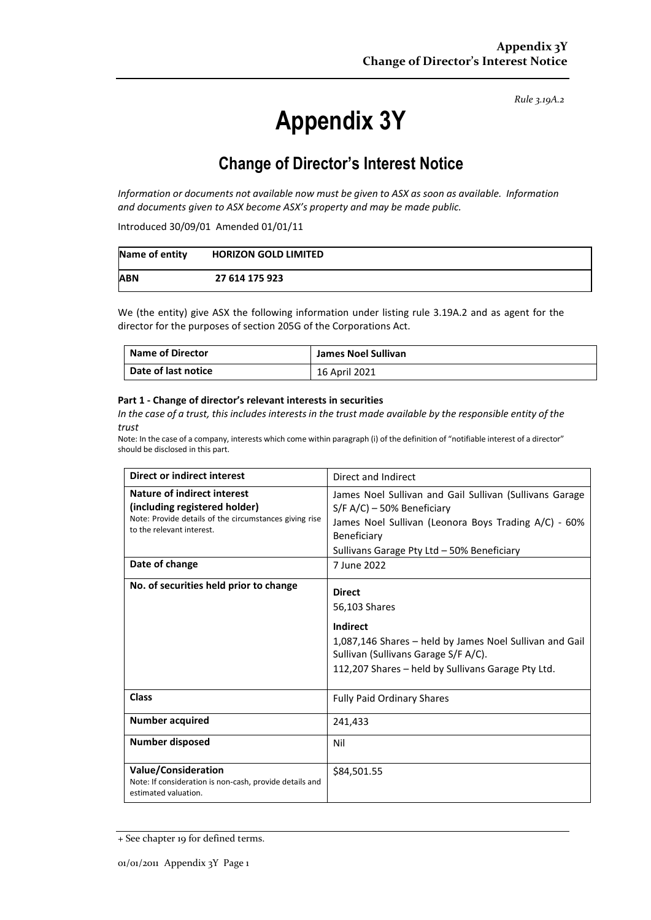*Rule 3.19A.2*

# Appendix 3Y

## Change of Director's Interest Notice

*Information or documents not available now must be given to ASX as soon as available. Information and documents given to ASX become ASX's property and may be made public.*

Introduced 30/09/01 Amended 01/01/11

| Name of entity | HORIZON GOLD LIMITED |
|---|---|
| ABN | 27 614 175 923 |

We (the entity) give ASX the following information under listing rule 3.19A.2 and as agent for the director for the purposes of section 205G of the Corporations Act.

| Name of Director | James Noel Sullivan |
|---|---|
| Date of last notice | 16 April 2021 |

**Part 1 - Change of director's relevant interests in securities**

*In the case of a trust, this includes interests in the trust made available by the responsible entity of the trust*

Note: In the case of a company, interests which come within paragraph (i) of the definition of "notifiable interest of a director" should be disclosed in this part.

| Direct or indirect interest | Direct and Indirect |
|---|---|
| **Nature of indirect interest (including registered holder)**<br>Note: Provide details of the circumstances giving rise to the relevant interest. | James Noel Sullivan and Gail Sullivan (Sullivans Garage S/F A/C) – 50% Beneficiary<br>James Noel Sullivan (Leonora Boys Trading A/C) - 60% Beneficiary<br>Sullivans Garage Pty Ltd – 50% Beneficiary |
| **Date of change** | 7 June 2022 |
| **No. of securities held prior to change** | **Direct**<br>56,103 Shares<br>**Indirect**<br>1,087,146 Shares – held by James Noel Sullivan and Gail Sullivan (Sullivans Garage S/F A/C).<br>112,207 Shares – held by Sullivans Garage Pty Ltd. |
| **Class** | Fully Paid Ordinary Shares |
| **Number acquired** | 241,433 |
| **Number disposed** | Nil |
| **Value/Consideration**<br>Note: If consideration is non-cash, provide details and estimated valuation. | $84,501.55 |

+ See chapter 19 for defined terms.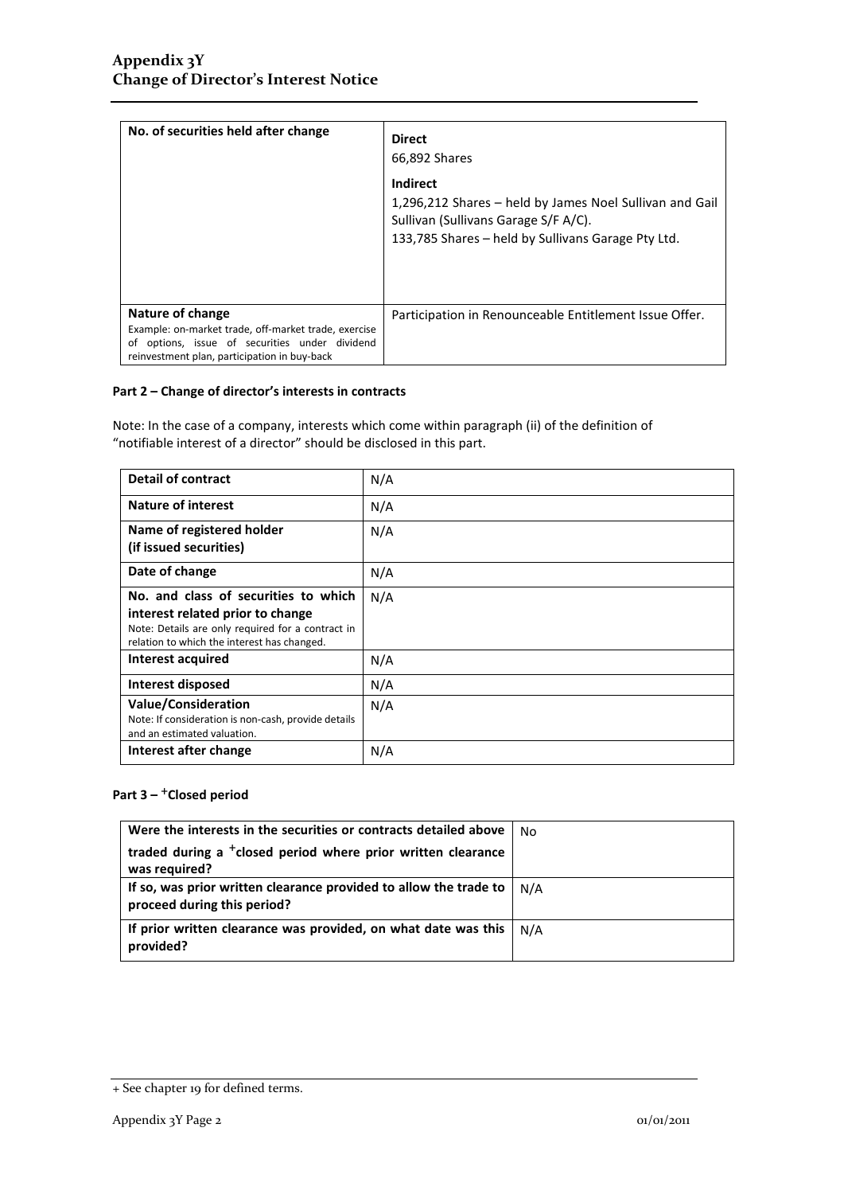| | |
|---|---|
| **No. of securities held after change** | **Direct**<br>66,892 Shares<br>**Indirect**<br>1,296,212 Shares – held by James Noel Sullivan and Gail Sullivan (Sullivans Garage S/F A/C).<br>133,785 Shares – held by Sullivans Garage Pty Ltd. |
| **Nature of change**<br>Example: on-market trade, off-market trade, exercise of options, issue of securities under dividend reinvestment plan, participation in buy-back | Participation in Renounceable Entitlement Issue Offer. |

#### Part 2 – Change of director's interests in contracts

Note: In the case of a company, interests which come within paragraph (ii) of the definition of "notifiable interest of a director" should be disclosed in this part.

| | |
|---|---|
| **Detail of contract** | N/A |
| **Nature of interest** | N/A |
| **Name of registered holder (if issued securities)** | N/A |
| **Date of change** | N/A |
| **No. and class of securities to which interest related prior to change**<br>Note: Details are only required for a contract in relation to which the interest has changed. | N/A |
| **Interest acquired** | N/A |
| **Interest disposed** | N/A |
| **Value/Consideration**<br>Note: If consideration is non-cash, provide details and an estimated valuation. | N/A |
| **Interest after change** | N/A |

#### Part 3 – +Closed period

| | |
|---|---|
| **Were the interests in the securities or contracts detailed above traded during a +closed period where prior written clearance was required?** | No |
| **If so, was prior written clearance provided to allow the trade to proceed during this period?** | N/A |
| **If prior written clearance was provided, on what date was this provided?** | N/A |

+ See chapter 19 for defined terms.